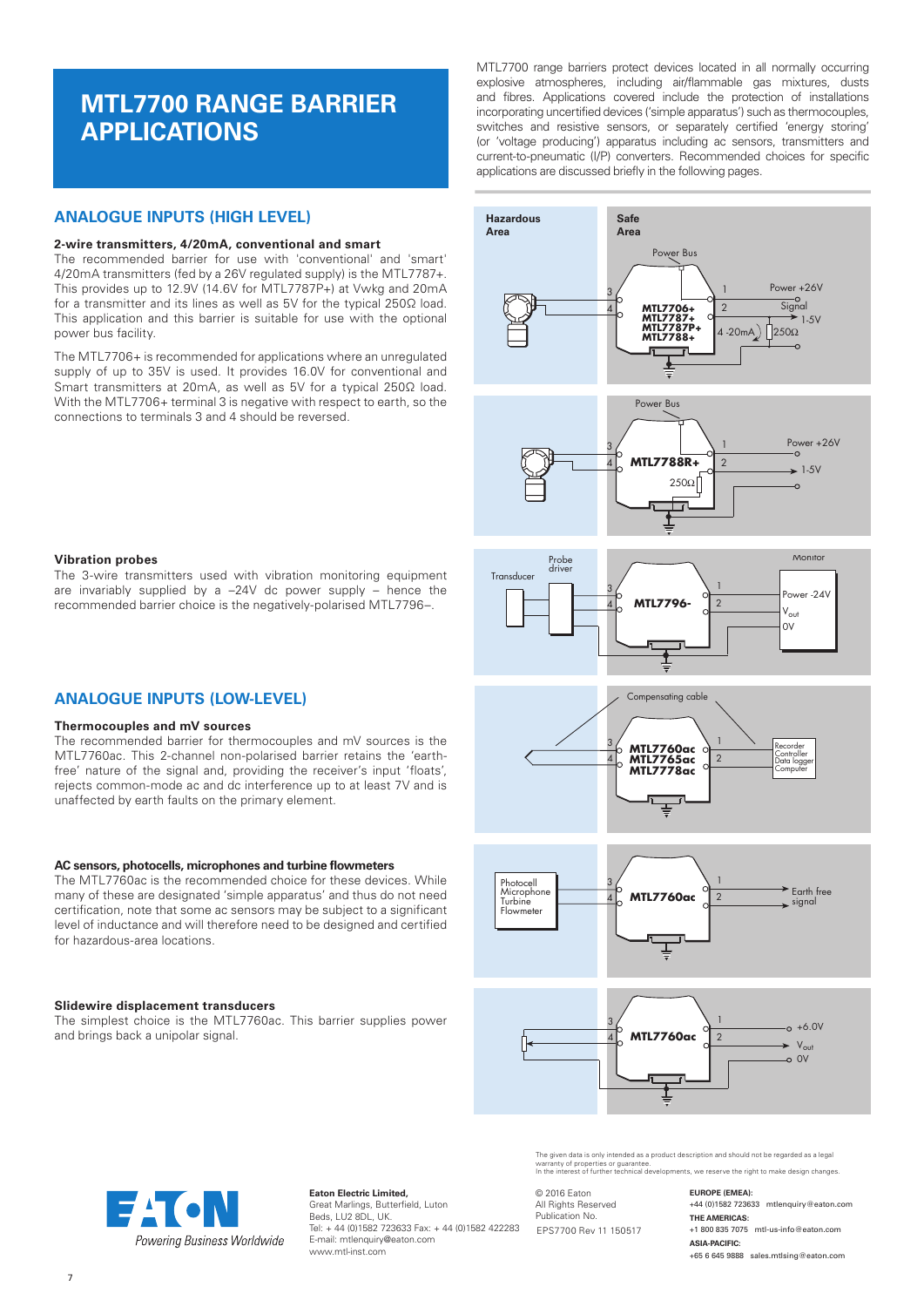# MTL7700 RANGE BARRIER APPLICATIONS

MTL7700 range barriers protect devices located in all normally occurring explosive atmospheres, including air/flammable gas mixtures, dusts and fibres. Applications covered include the protection of installations incorporating uncertified devices ('simple apparatus') such as thermocouples, switches and resistive sensors, or separately certified 'energy storing' (or 'voltage producing') apparatus including ac sensors, transmitters and current-to-pneumatic (I/P) converters. Recommended choices for specific applications are discussed briefly in the following pages.

## ANALOGUE INPUTS (HIGH LEVEL)

### 2-wire transmitters, 4/20mA, conventional and smart

The recommended barrier for use with 'conventional' and 'smart' 4/20mA transmitters (fed by a 26V regulated supply) is the MTL7787+. This provides up to 12.9V (14.6V for MTL7787P+) at Vwkg and 20mA for a transmitter and its lines as well as 5V for the typical 250Ω load. This application and this barrier is suitable for use with the optional power bus facility.

The MTL7706+ is recommended for applications where an unregulated supply of up to 35V is used. It provides 16.0V for conventional and Smart transmitters at 20mA, as well as 5V for a typical 250Ω load. With the MTL7706+ terminal 3 is negative with respect to earth, so the connections to terminals 3 and 4 should be reversed.

### Vibration probes

The 3-wire transmitters used with vibration monitoring equipment are invariably supplied by a –24V dc power supply – hence the recommended barrier choice is the negatively-polarised MTL7796–.

## ANALOGUE INPUTS (LOW-LEVEL)

### Thermocouples and mV sources

The recommended barrier for thermocouples and mV sources is the MTL7760ac. This 2-channel non-polarised barrier retains the 'earth-free' nature of the signal and, providing the receiver's input 'floats', rejects common-mode ac and dc interference up to at least 7V and is unaffected by earth faults on the primary element.

### AC sensors, photocells, microphones and turbine flowmeters

The MTL7760ac is the recommended choice for these devices. While many of these are designated 'simple apparatus' and thus do not need certification, note that some ac sensors may be subject to a significant level of inductance and will therefore need to be designed and certified for hazardous-area locations.

### Slidewire displacement transducers

The simplest choice is the MTL7760ac. This barrier supplies power and brings back a unipolar signal.

The given data is only intended as a product description and should not be regarded as a legal warranty of properties or guarantee.
In the interest of further technical developments, we reserve the right to make design changes.

Powering Business Worldwide

**Eaton Electric Limited,**
Great Marlings, Butterfield, Luton
Beds, LU2 8DL, UK.
Tel: + 44 (0)1582 723633 Fax: + 44 (0)1582 422283
E-mail: mtlenquiry@eaton.com
www.mtl-inst.com

© 2016 Eaton
All Rights Reserved
Publication No.
EPS7700 Rev 11 150517

**EUROPE (EMEA):**
+44 (0)1582 723633 mtlenquiry@eaton.com

**THE AMERICAS:**
+1 800 835 7075 mtl-us-info@eaton.com

**ASIA-PACIFIC:**
+65 6 645 9888 sales.mtlsing@eaton.com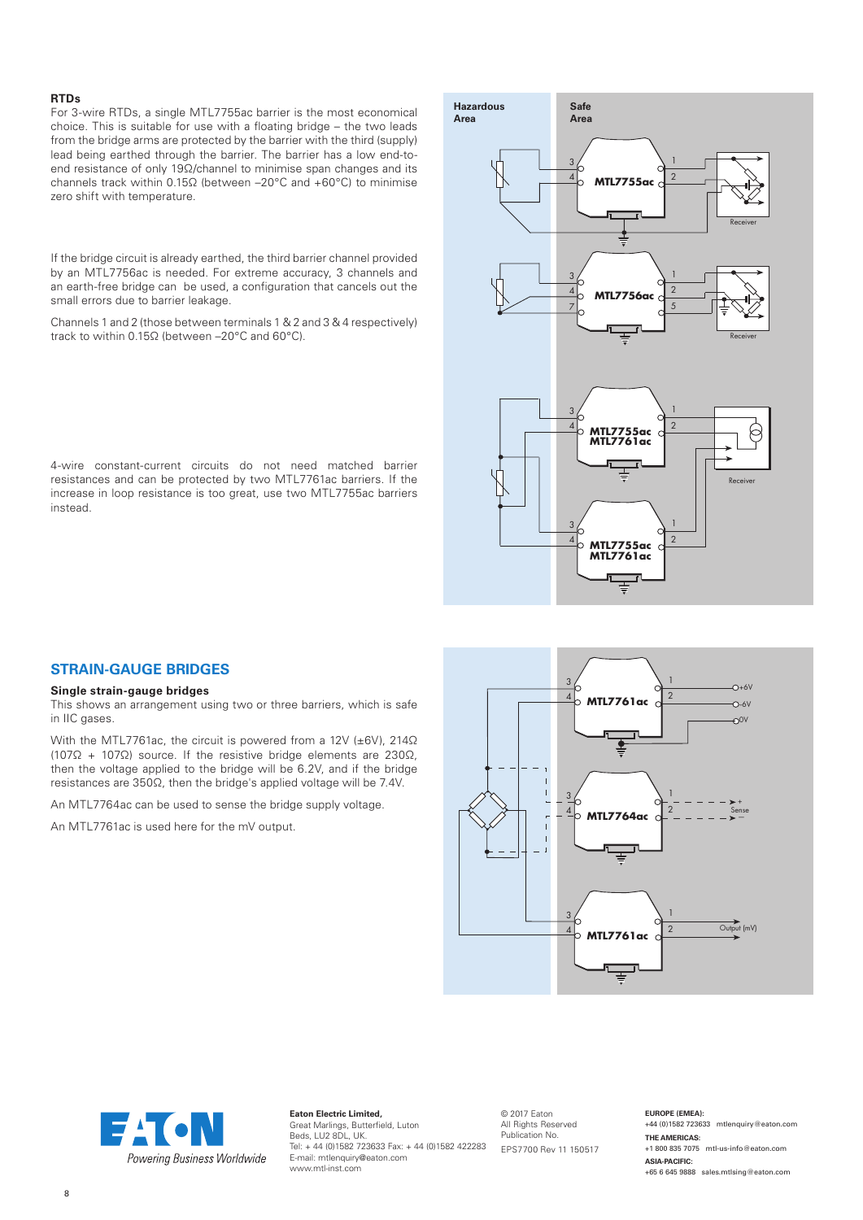### RTDs

For 3-wire RTDs, a single MTL7755ac barrier is the most economical choice. This is suitable for use with a floating bridge – the two leads from the bridge arms are protected by the barrier with the third (supply) lead being earthed through the barrier. The barrier has a low end-to-end resistance of only 19Ω/channel to minimise span changes and its channels track within 0.15Ω (between –20°C and +60°C) to minimise zero shift with temperature.

If the bridge circuit is already earthed, the third barrier channel provided by an MTL7756ac is needed. For extreme accuracy, 3 channels and an earth-free bridge can be used, a configuration that cancels out the small errors due to barrier leakage.

Channels 1 and 2 (those between terminals 1 & 2 and 3 & 4 respectively) track to within 0.15Ω (between –20°C and 60°C).

4-wire constant-current circuits do not need matched barrier resistances and can be protected by two MTL7761ac barriers. If the increase in loop resistance is too great, use two MTL7755ac barriers instead.

## STRAIN-GAUGE BRIDGES

### Single strain-gauge bridges

This shows an arrangement using two or three barriers, which is safe in IIC gases.

With the MTL7761ac, the circuit is powered from a 12V (±6V), 214Ω (107Ω + 107Ω) source. If the resistive bridge elements are 230Ω, then the voltage applied to the bridge will be 6.2V, and if the bridge resistances are 350Ω, then the bridge's applied voltage will be 7.4V.

An MTL7764ac can be used to sense the bridge supply voltage.

An MTL7761ac is used here for the mV output.

**Eaton Electric Limited,**
Great Marlings, Butterfield, Luton
Beds, LU2 8DL, UK.
Tel: + 44 (0)1582 723633 Fax: + 44 (0)1582 422283
E-mail: mtlenquiry@eaton.com
www.mtl-inst.com

© 2017 Eaton
All Rights Reserved
Publication No.
EPS7700 Rev 11 150517

**EUROPE (EMEA):**
+44 (0)1582 723633 mtlenquiry@eaton.com

**THE AMERICAS:**
+1 800 835 7075 mtl-us-info@eaton.com

**ASIA-PACIFIC:**
+65 6 645 9888 sales.mtlsing@eaton.com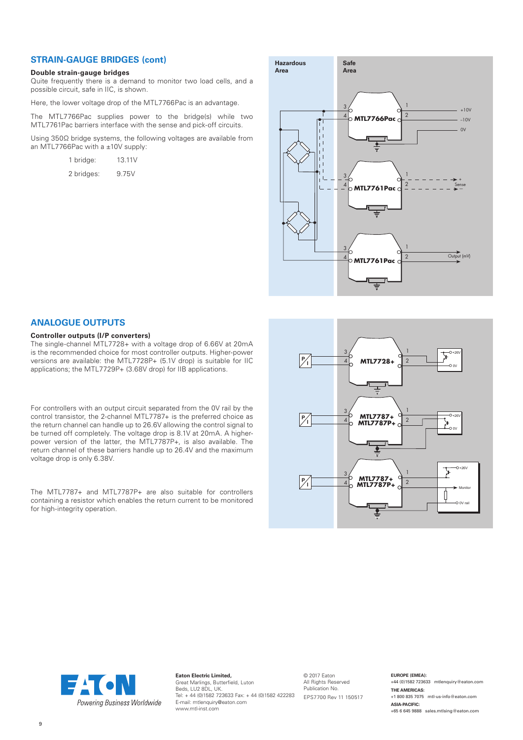## STRAIN-GAUGE BRIDGES (cont)

**Double strain-gauge bridges**

Quite frequently there is a demand to monitor two load cells, and a possible circuit, safe in IIC, is shown.

Here, the lower voltage drop of the MTL7766Pac is an advantage.

The MTL7766Pac supplies power to the bridge(s) while two MTL7761Pac barriers interface with the sense and pick-off circuits.

Using 350Ω bridge systems, the following voltages are available from an MTL7766Pac with a ±10V supply:

| | |
|---|---|
| 1 bridge: | 13.11V |
| 2 bridges: | 9.75V |

## ANALOGUE OUTPUTS

**Controller outputs (I/P converters)**

The single-channel MTL7728+ with a voltage drop of 6.66V at 20mA is the recommended choice for most controller outputs. Higher-power versions are available: the MTL7728P+ (5.1V drop) is suitable for IIC applications; the MTL7729P+ (3.68V drop) for IIB applications.

For controllers with an output circuit separated from the 0V rail by the control transistor, the 2-channel MTL7787+ is the preferred choice as the return channel can handle up to 26.6V allowing the control signal to be turned off completely. The voltage drop is 8.1V at 20mA. A higher-power version of the latter, the MTL7787P+, is also available. The return channel of these barriers handle up to 26.4V and the maximum voltage drop is only 6.38V.

The MTL7787+ and MTL7787P+ are also suitable for controllers containing a resistor which enables the return current to be monitored for high-integrity operation.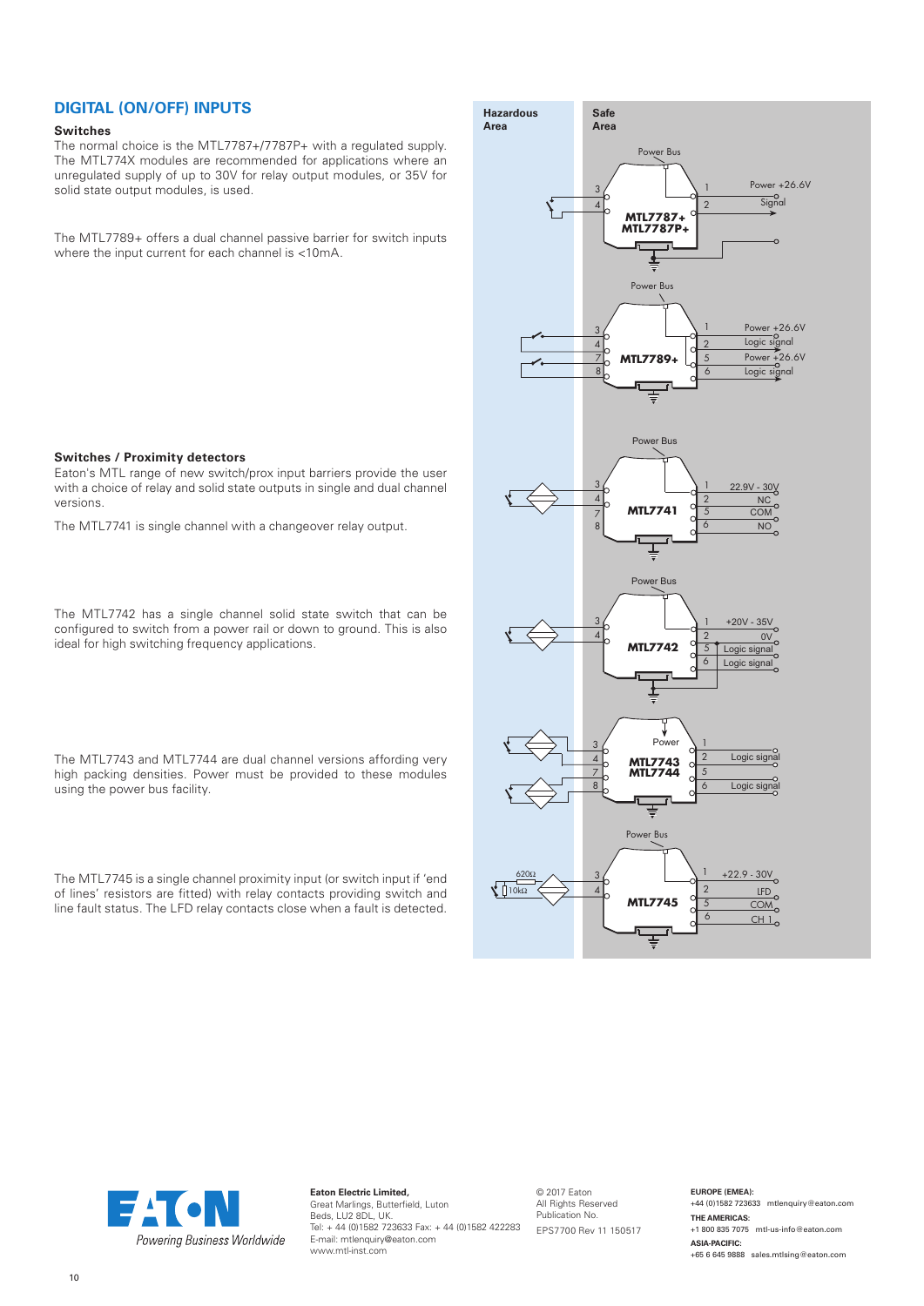## DIGITAL (ON/OFF) INPUTS

### Switches

The normal choice is the MTL7787+/7787P+ with a regulated supply. The MTL774X modules are recommended for applications where an unregulated supply of up to 30V for relay output modules, or 35V for solid state output modules, is used.

The MTL7789+ offers a dual channel passive barrier for switch inputs where the input current for each channel is <10mA.

### Switches / Proximity detectors

Eaton's MTL range of new switch/prox input barriers provide the user with a choice of relay and solid state outputs in single and dual channel versions.

The MTL7741 is single channel with a changeover relay output.

The MTL7742 has a single channel solid state switch that can be configured to switch from a power rail or down to ground. This is also ideal for high switching frequency applications.

The MTL7743 and MTL7744 are dual channel versions affording very high packing densities. Power must be provided to these modules using the power bus facility.

The MTL7745 is a single channel proximity input (or switch input if 'end of lines' resistors are fitted) with relay contacts providing switch and line fault status. The LFD relay contacts close when a fault is detected.

Hazardous Area | Safe Area

Power Bus
MTL7787+ MTL7787P+
3, 4 | 1 Power +26.6V, 2 Signal

Power Bus
MTL7789+
3, 4, 7, 8 | 1 Power +26.6V, 2 Logic signal, 5 Power +26.6V, 6 Logic signal

Power Bus
MTL7741
3, 4, 7, 8 | 1 22.9V - 30V, 2 NC, 5 COM, 6 NO

Power Bus
MTL7742
3, 4 | 1 +20V - 35V, 2 0V, 5 Logic signal, 6 Logic signal

Power
MTL7743 MTL7744
3, 4, 7, 8 | 1, 2 Logic signal, 5, 6 Logic signal

Power Bus
MTL7745
620Ω, 10kΩ
3, 4 | 1 +22.9 - 30V, 2 LFD, 5 COM, 6 CH 1

**Eaton Electric Limited,**
Great Marlings, Butterfield, Luton
Beds, LU2 8DL, UK.
Tel: + 44 (0)1582 723633 Fax: + 44 (0)1582 422283
E-mail: mtlenquiry@eaton.com
www.mtl-inst.com

© 2017 Eaton
All Rights Reserved
Publication No.
EPS7700 Rev 11 150517

**EUROPE (EMEA):**
+44 (0)1582 723633 mtlenquiry@eaton.com

**THE AMERICAS:**
+1 800 835 7075 mtl-us-info@eaton.com

**ASIA-PACIFIC:**
+65 6 645 9888 sales.mtlsing@eaton.com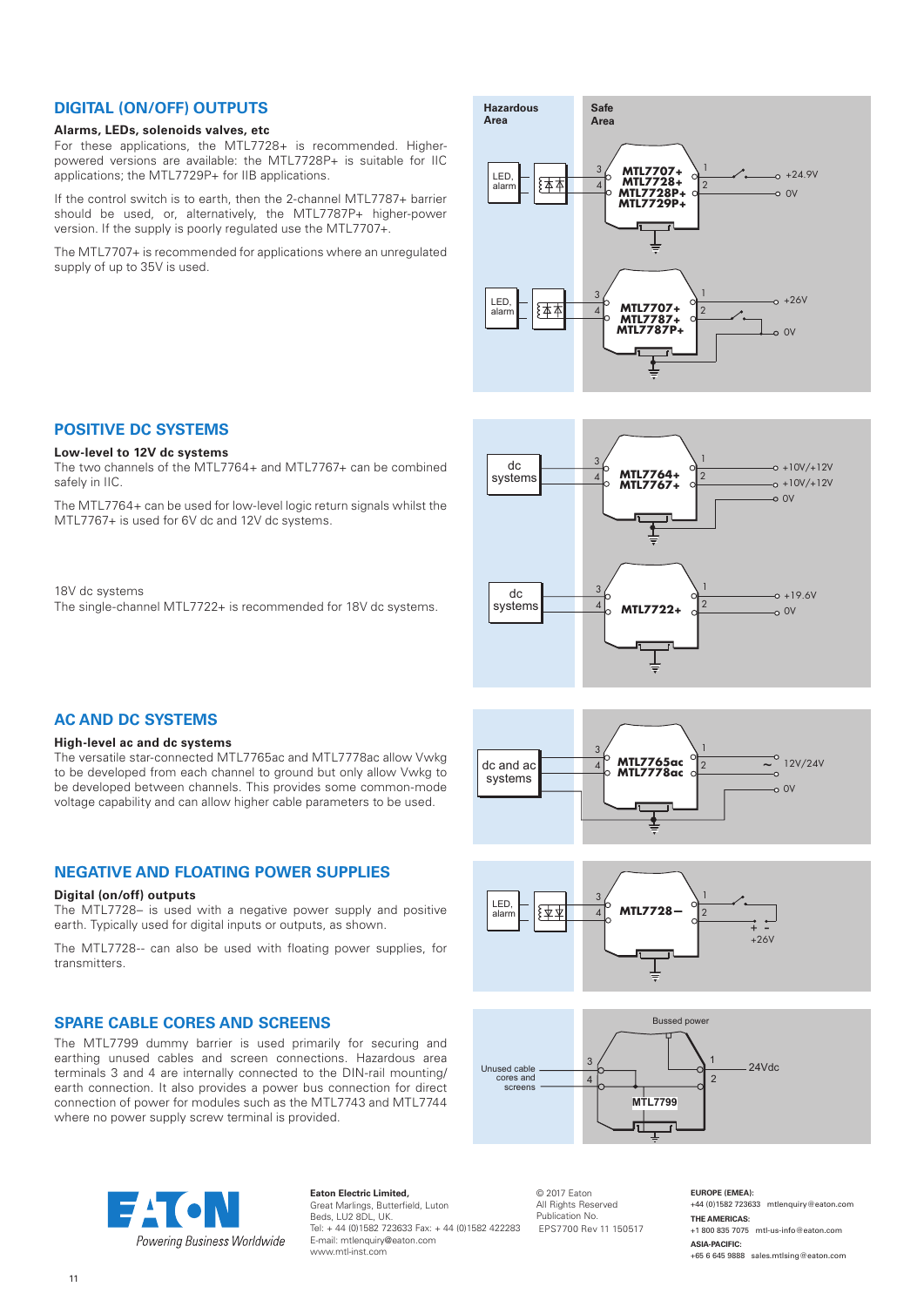## DIGITAL (ON/OFF) OUTPUTS

**Alarms, LEDs, solenoids valves, etc**

For these applications, the MTL7728+ is recommended. Higher-powered versions are available: the MTL7728P+ is suitable for IIC applications; the MTL7729P+ for IIB applications.

If the control switch is to earth, then the 2-channel MTL7787+ barrier should be used, or, alternatively, the MTL7787P+ higher-power version. If the supply is poorly regulated use the MTL7707+.

The MTL7707+ is recommended for applications where an unregulated supply of up to 35V is used.

Hazardous Area | Safe Area

LED, alarm — MTL7707+ MTL7728+ MTL7728P+ MTL7729P+ — +24.9V, 0V

LED, alarm — MTL7707+ MTL7787+ MTL7787P+ — +26V, 0V

## POSITIVE DC SYSTEMS

**Low-level to 12V dc systems**

The two channels of the MTL7764+ and MTL7767+ can be combined safely in IIC.

The MTL7764+ can be used for low-level logic return signals whilst the MTL7767+ is used for 6V dc and 12V dc systems.

dc systems — MTL7764+ MTL7767+ — +10V/+12V, +10V/+12V, 0V

18V dc systems

The single-channel MTL7722+ is recommended for 18V dc systems.

dc systems — MTL7722+ — +19.6V, 0V

## AC AND DC SYSTEMS

**High-level ac and dc systems**

The versatile star-connected MTL7765ac and MTL7778ac allow Vwkg to be developed from each channel to ground but only allow Vwkg to be developed between channels. This provides some common-mode voltage capability and can allow higher cable parameters to be used.

dc and ac systems — MTL7765ac MTL7778ac — ~ 12V/24V, 0V

## NEGATIVE AND FLOATING POWER SUPPLIES

**Digital (on/off) outputs**

The MTL7728– is used with a negative power supply and positive earth. Typically used for digital inputs or outputs, as shown.

The MTL7728-- can also be used with floating power supplies, for transmitters.

LED, alarm — MTL7728– — +26V

## SPARE CABLE CORES AND SCREENS

The MTL7799 dummy barrier is used primarily for securing and earthing unused cables and screen connections. Hazardous area terminals 3 and 4 are internally connected to the DIN-rail mounting/earth connection. It also provides a power bus connection for direct connection of power for modules such as the MTL7743 and MTL7744 where no power supply screw terminal is provided.

Unused cable cores and screens — MTL7799 — Bussed power — 24Vdc

**Eaton Electric Limited,**
Great Marlings, Butterfield, Luton
Beds, LU2 8DL, UK.
Tel: + 44 (0)1582 723633 Fax: + 44 (0)1582 422283
E-mail: mtlenquiry@eaton.com
www.mtl-inst.com

© 2017 Eaton
All Rights Reserved
Publication No.
EPS7700 Rev 11 150517

**EUROPE (EMEA):**
+44 (0)1582 723633 mtlenquiry@eaton.com

**THE AMERICAS:**
+1 800 835 7075 mtl-us-info@eaton.com

**ASIA-PACIFIC:**
+65 6 645 9888 sales.mtlsing@eaton.com

EATON — Powering Business Worldwide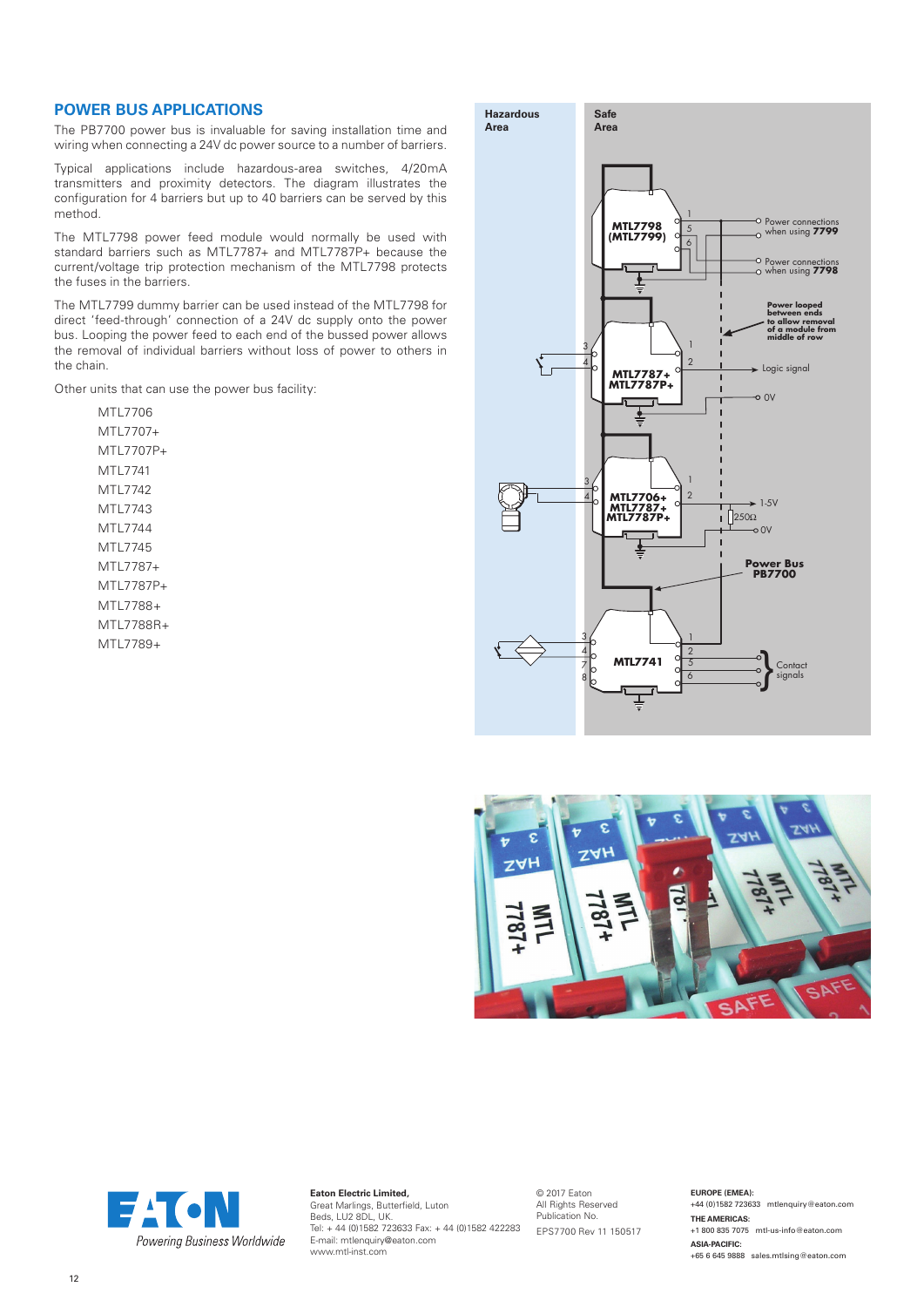## POWER BUS APPLICATIONS

The PB7700 power bus is invaluable for saving installation time and wiring when connecting a 24V dc power source to a number of barriers.

Typical applications include hazardous-area switches, 4/20mA transmitters and proximity detectors. The diagram illustrates the configuration for 4 barriers but up to 40 barriers can be served by this method.

The MTL7798 power feed module would normally be used with standard barriers such as MTL7787+ and MTL7787P+ because the current/voltage trip protection mechanism of the MTL7798 protects the fuses in the barriers.

The MTL7799 dummy barrier can be used instead of the MTL7798 for direct 'feed-through' connection of a 24V dc supply onto the power bus. Looping the power feed to each end of the bussed power allows the removal of individual barriers without loss of power to others in the chain.

Other units that can use the power bus facility:

- MTL7706
- MTL7707+
- MTL7707P+
- MTL7741
- MTL7742
- MTL7743
- MTL7744
- MTL7745
- MTL7787+
- MTL7787P+
- MTL7788+
- MTL7788R+
- MTL7789+

Hazardous Area

Safe Area

MTL7798 (MTL7799)

Power connections when using 7799

Power connections when using 7798

Power looped between ends to allow removal of a module from middle of row

MTL7787+ MTL7787P+

Logic signal

0V

MTL7706+ MTL7787+ MTL7787P+

1-5V

250Ω

0V

Power Bus PB7700

MTL7741

Contact signals

**Eaton Electric Limited,**
Great Marlings, Butterfield, Luton
Beds, LU2 8DL, UK.
Tel: + 44 (0)1582 723633 Fax: + 44 (0)1582 422283
E-mail: mtlenquiry@eaton.com
www.mtl-inst.com

© 2017 Eaton
All Rights Reserved
Publication No.
EPS7700 Rev 11 150517

**EUROPE (EMEA):**
+44 (0)1582 723633 mtlenquiry@eaton.com

**THE AMERICAS:**
+1 800 835 7075 mtl-us-info@eaton.com

**ASIA-PACIFIC:**
+65 6 645 9888 sales.mtlsing@eaton.com